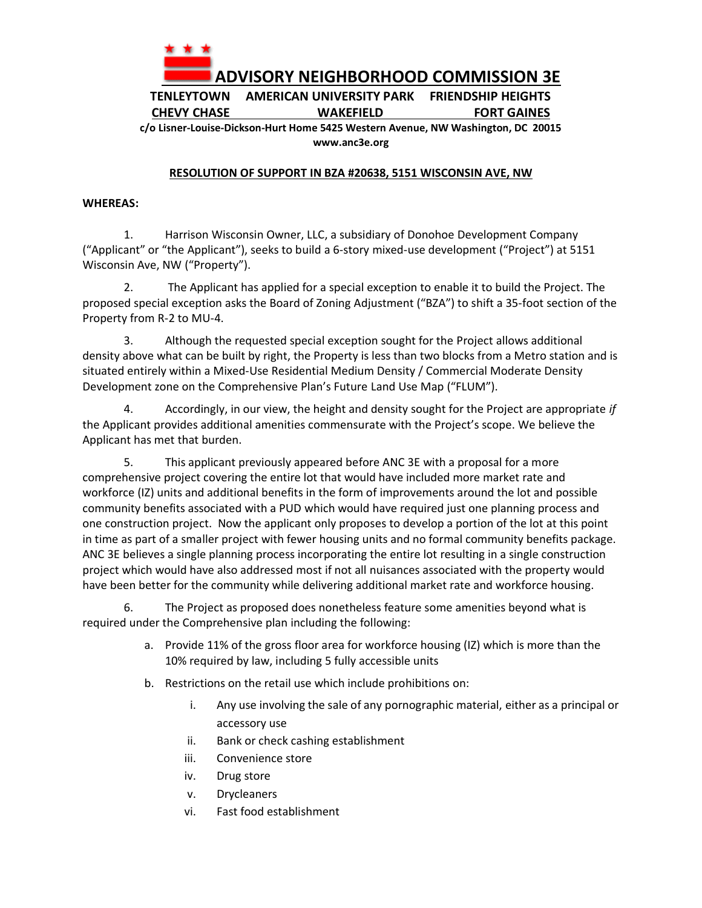# ADVISORY NEIGHBORHOOD COMMISSION 3E

**TENLEYTOWN AMERICAN UNIVERSITY PARK FRIENDSHIP HEIGHTS**
**CHEVY CHASE WAKEFIELD FORT GAINES**

**c/o Lisner-Louise-Dickson-Hurt Home 5425 Western Avenue, NW Washington, DC 20015**
**www.anc3e.org**

## RESOLUTION OF SUPPORT IN BZA #20638, 5151 WISCONSIN AVE, NW

**WHEREAS:**

1. Harrison Wisconsin Owner, LLC, a subsidiary of Donohoe Development Company ("Applicant" or "the Applicant"), seeks to build a 6-story mixed-use development ("Project") at 5151 Wisconsin Ave, NW ("Property").

2. The Applicant has applied for a special exception to enable it to build the Project. The proposed special exception asks the Board of Zoning Adjustment ("BZA") to shift a 35-foot section of the Property from R-2 to MU-4.

3. Although the requested special exception sought for the Project allows additional density above what can be built by right, the Property is less than two blocks from a Metro station and is situated entirely within a Mixed-Use Residential Medium Density / Commercial Moderate Density Development zone on the Comprehensive Plan's Future Land Use Map ("FLUM").

4. Accordingly, in our view, the height and density sought for the Project are appropriate *if* the Applicant provides additional amenities commensurate with the Project's scope. We believe the Applicant has met that burden.

5. This applicant previously appeared before ANC 3E with a proposal for a more comprehensive project covering the entire lot that would have included more market rate and workforce (IZ) units and additional benefits in the form of improvements around the lot and possible community benefits associated with a PUD which would have required just one planning process and one construction project. Now the applicant only proposes to develop a portion of the lot at this point in time as part of a smaller project with fewer housing units and no formal community benefits package. ANC 3E believes a single planning process incorporating the entire lot resulting in a single construction project which would have also addressed most if not all nuisances associated with the property would have been better for the community while delivering additional market rate and workforce housing.

6. The Project as proposed does nonetheless feature some amenities beyond what is required under the Comprehensive plan including the following:

   a. Provide 11% of the gross floor area for workforce housing (IZ) which is more than the 10% required by law, including 5 fully accessible units

   b. Restrictions on the retail use which include prohibitions on:

      i. Any use involving the sale of any pornographic material, either as a principal or accessory use

      ii. Bank or check cashing establishment

      iii. Convenience store

      iv. Drug store

      v. Drycleaners

      vi. Fast food establishment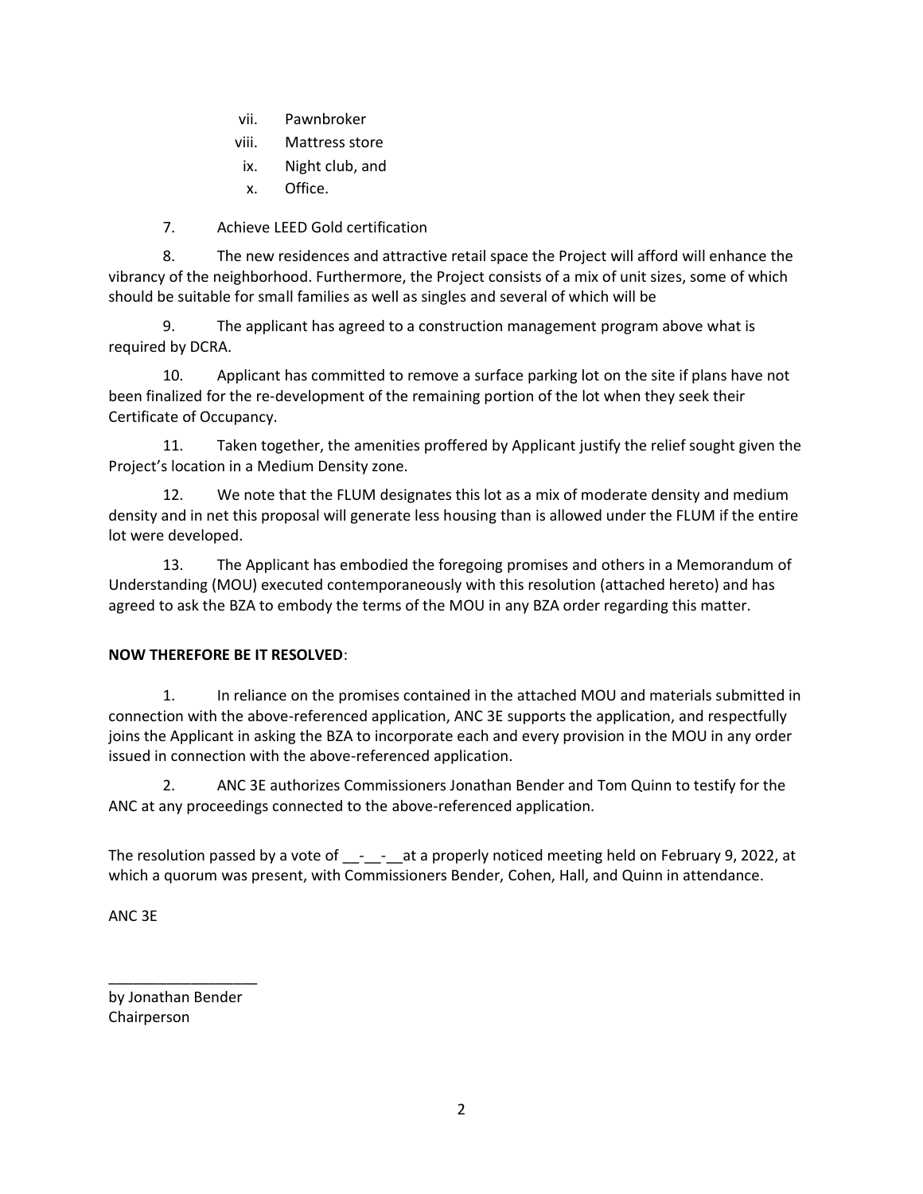vii. Pawnbroker

viii. Mattress store

ix. Night club, and

x. Office.

7. Achieve LEED Gold certification

8. The new residences and attractive retail space the Project will afford will enhance the vibrancy of the neighborhood. Furthermore, the Project consists of a mix of unit sizes, some of which should be suitable for small families as well as singles and several of which will be

9. The applicant has agreed to a construction management program above what is required by DCRA.

10. Applicant has committed to remove a surface parking lot on the site if plans have not been finalized for the re-development of the remaining portion of the lot when they seek their Certificate of Occupancy.

11. Taken together, the amenities proffered by Applicant justify the relief sought given the Project's location in a Medium Density zone.

12. We note that the FLUM designates this lot as a mix of moderate density and medium density and in net this proposal will generate less housing than is allowed under the FLUM if the entire lot were developed.

13. The Applicant has embodied the foregoing promises and others in a Memorandum of Understanding (MOU) executed contemporaneously with this resolution (attached hereto) and has agreed to ask the BZA to embody the terms of the MOU in any BZA order regarding this matter.

**NOW THEREFORE BE IT RESOLVED**:

1. In reliance on the promises contained in the attached MOU and materials submitted in connection with the above-referenced application, ANC 3E supports the application, and respectfully joins the Applicant in asking the BZA to incorporate each and every provision in the MOU in any order issued in connection with the above-referenced application.

2. ANC 3E authorizes Commissioners Jonathan Bender and Tom Quinn to testify for the ANC at any proceedings connected to the above-referenced application.

The resolution passed by a vote of __-__-__at a properly noticed meeting held on February 9, 2022, at which a quorum was present, with Commissioners Bender, Cohen, Hall, and Quinn in attendance.

ANC 3E

__________________

by Jonathan Bender

Chairperson